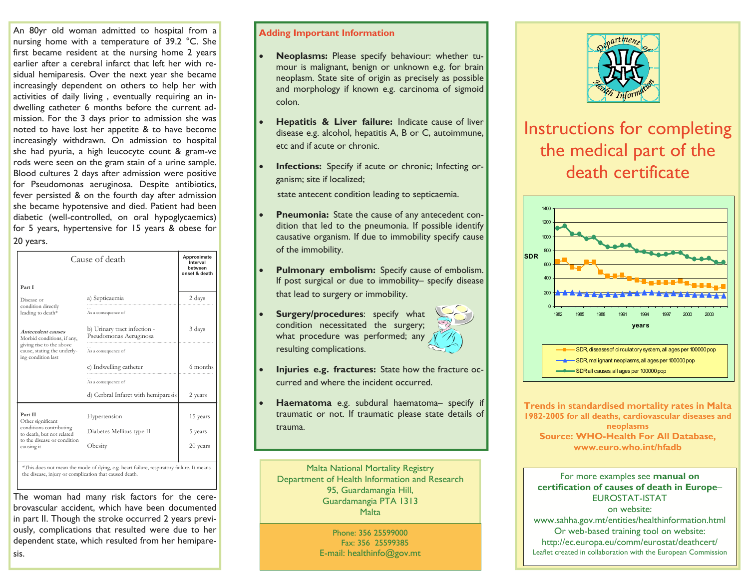An 80yr old woman admitted to hospital from a nursing home with a temperature of 39.2 °C. She first became resident at the nursing home 2 years earlier after a cerebral infarct that left her with residual hemiparesis. Over the next year she became increasingly dependent on others to help her with activities of daily living , eventually requiring an indwelling catheter 6 months before the current admission. For the 3 days prior to admission she was noted to have lost her appetite & to have become increasingly withdrawn. On admission to hospital she had pyuria, a high leucocyte count & gram-ve rods were seen on the gram stain of a urine sample. Blood cultures 2 days after admission were positive for Pseudomonas aeruginosa. Despite antibiotics, fever persisted & on the fourth day after admission she became hypotensive and died. Patient had been diabetic (well-controlled, on oral hypoglycaemics) for 5 years, hypertensive for 15 years & obese for 20 years.

| Cause of death | | Approximate interval between onset & death |
|---|---|---|
| **Part I** | | |
| Disease or condition directly leading to death* | a) Septicaemia | 2 days |
| | As a consequence of | |
| ***Antecedent causes*** Morbid conditions, if any, giving rise to the above cause, stating the underlying condition last | b) Urinary tract infection - Pseudomonas Aeruginosa | 3 days |
| | As a consequence of | |
| | c) Indwelling catheter | 6 months |
| | As a consequence of | |
| | d) Cerbral Infarct with hemiparesis | 2 years |
| **Part II** Other significant conditions contributing to death, but not related to the disease or condition causing it | Hypertension | 15 years |
| | Diabetes Mellitus type II | 5 years |
| | Obesity | 20 years |

*This does not mean the mode of dying, e.g. heart failure, respiratory failure. It means the disease, injury or complication that caused death.

The woman had many risk factors for the cerebrovascular accident, which have been documented in part II. Though the stroke occurred 2 years previously, complications that resulted were due to her dependent state, which resulted from her hemiparesis.

## Adding Important Information

- **Neoplasms:** Please specify behaviour: whether tumour is malignant, benign or unknown e.g. for brain neoplasm. State site of origin as precisely as possible and morphology if known e.g. carcinoma of sigmoid colon.
- **Hepatitis & Liver failure:** Indicate cause of liver disease e.g. alcohol, hepatitis A, B or C, autoimmune, etc and if acute or chronic.
- **Infections:** Specify if acute or chronic; Infecting organism; site if localized;

  state antecent condition leading to septicaemia.
- **Pneumonia:** State the cause of any antecedent condition that led to the pneumonia. If possible identify causative organism. If due to immobility specify cause of the immobility.
- **Pulmonary embolism:** Specify cause of embolism. If post surgical or due to immobility– specify disease that lead to surgery or immobility.
- **Surgery/procedures**: specify what condition necessitated the surgery; what procedure was performed; any resulting complications.
- **Injuries e.g. fractures:** State how the fracture occurred and where the incident occurred.
- **Haematoma** e.g. subdural haematoma– specify if traumatic or not. If traumatic please state details of trauma.

Malta National Mortality Registry
Department of Health Information and Research
95, Guardamangia Hill,
Guardamangia PTA 1313
Malta

Phone: 356 25599000
Fax: 356 25599385
E-mail: healthinfo@gov.mt

Department of Health Information

# Instructions for completing the medical part of the death certificate

**Trends in standardised mortality rates in Malta 1982-2005 for all deaths, cardiovascular diseases and neoplasms**
**Source: WHO-Health For All Database, www.euro.who.int/hfadb**

For more examples see **manual on certification of causes of death in Europe**– EUROSTAT-ISTAT
on website:
www.sahha.gov.mt/entities/healthinformation.html
Or web-based training tool on website:
http://ec.europa.eu/comm/eurostat/deathcert/
Leaflet created in collaboration with the European Commission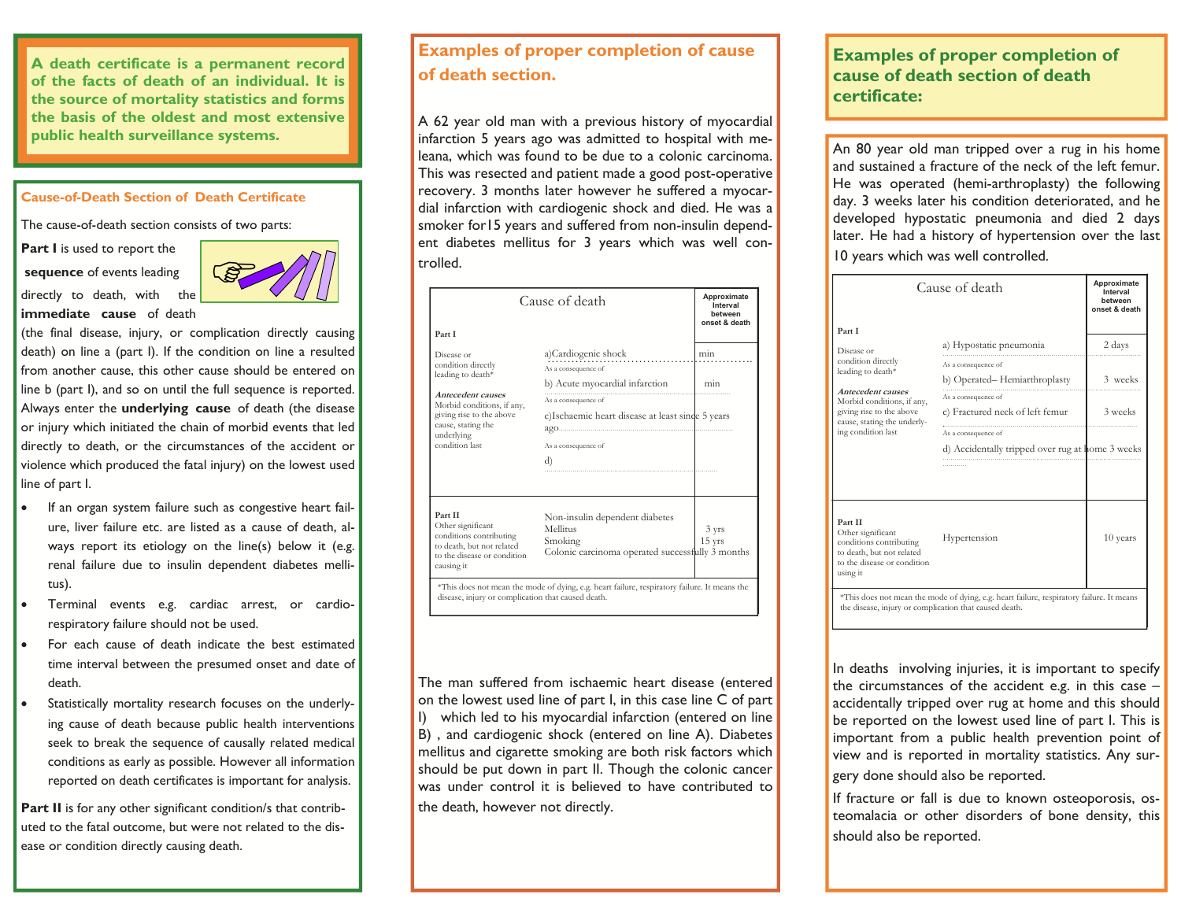**A death certificate is a permanent record of the facts of death of an individual. It is the source of mortality statistics and forms the basis of the oldest and most extensive public health surveillance systems.**

### Cause-of-Death Section of Death Certificate

The cause-of-death section consists of two parts:

**Part I** is used to report the **sequence** of events leading directly to death, with the **immediate cause** of death (the final disease, injury, or complication directly causing death) on line a (part I). If the condition on line a resulted from another cause, this other cause should be entered on line b (part I), and so on until the full sequence is reported. Always enter the **underlying cause** of death (the disease or injury which initiated the chain of morbid events that led directly to death, or the circumstances of the accident or violence which produced the fatal injury) on the lowest used line of part I.

- If an organ system failure such as congestive heart failure, liver failure etc. are listed as a cause of death, always report its etiology on the line(s) below it (e.g. renal failure due to insulin dependent diabetes mellitus).
- Terminal events e.g. cardiac arrest, or cardio-respiratory failure should not be used.
- For each cause of death indicate the best estimated time interval between the presumed onset and date of death.
- Statistically mortality research focuses on the underlying cause of death because public health interventions seek to break the sequence of causally related medical conditions as early as possible. However all information reported on death certificates is important for analysis.

**Part II** is for any other significant condition/s that contributed to the fatal outcome, but were not related to the disease or condition directly causing death.

## Examples of proper completion of cause of death section.

A 62 year old man with a previous history of myocardial infarction 5 years ago was admitted to hospital with meleana, which was found to be due to a colonic carcinoma. This was resected and patient made a good post-operative recovery. 3 months later however he suffered a myocardial infarction with cardiogenic shock and died. He was a smoker for15 years and suffered from non-insulin dependent diabetes mellitus for 3 years which was well controlled.

| | Cause of death | Approximate Interval between onset & death |
|---|---|---|
| **Part I**<br>Disease or condition directly leading to death* | a)Cardiogenic shock | min |
| *Antecedent causes*<br>Morbid conditions, if any, giving rise to the above cause, stating the underlying condition last | As a consequence of<br>b) Acute myocardial infarction | min |
| | As a consequence of<br>c)Ischaemic heart disease at least since ago | 5 years |
| | As a consequence of<br>d) | |
| **Part II**<br>Other significant conditions contributing to death, but not related to the disease or condition causing it | Non-insulin dependent diabetes Mellitus<br>Smoking<br>Colonic carcinoma operated successfully | 3 yrs<br>15 yrs<br>3 months |

*This does not mean the mode of dying, e.g. heart failure, respiratory failure. It means the disease, injury or complication that caused death.

The man suffered from ischaemic heart disease (entered on the lowest used line of part I, in this case line C of part I) which led to his myocardial infarction (entered on line B) , and cardiogenic shock (entered on line A). Diabetes mellitus and cigarette smoking are both risk factors which should be put down in part II. Though the colonic cancer was under control it is believed to have contributed to the death, however not directly.

## Examples of proper completion of cause of death section of death certificate:

An 80 year old man tripped over a rug in his home and sustained a fracture of the neck of the left femur. He was operated (hemi-arthroplasty) the following day. 3 weeks later his condition deteriorated, and he developed hypostatic pneumonia and died 2 days later. He had a history of hypertension over the last 10 years which was well controlled.

| | Cause of death | Approximate Interval between onset & death |
|---|---|---|
| **Part I**<br>Disease or condition directly leading to death* | a) Hypostatic pneumonia | 2 days |
| *Antecedent causes*<br>Morbid conditions, if any, giving rise to the above cause, stating the underlying condition last | As a consequence of<br>b) Operated– Hemiarthroplasty | 3 weeks |
| | As a consequence of<br>c) Fractured neck of left femur | 3 weeks |
| | As a consequence of<br>d) Accidentally tripped over rug at home | 3 weeks |
| **Part II**<br>Other significant conditions contributing to death, but not related to the disease or condition using it | Hypertension | 10 years |

*This does not mean the mode of dying, e.g. heart failure, respiratory failure. It means the disease, injury or complication that caused death.

In deaths involving injuries, it is important to specify the circumstances of the accident e.g. in this case – accidentally tripped over rug at home and this should be reported on the lowest used line of part I. This is important from a public health prevention point of view and is reported in mortality statistics. Any surgery done should also be reported.

If fracture or fall is due to known osteoporosis, osteomalacia or other disorders of bone density, this should also be reported.